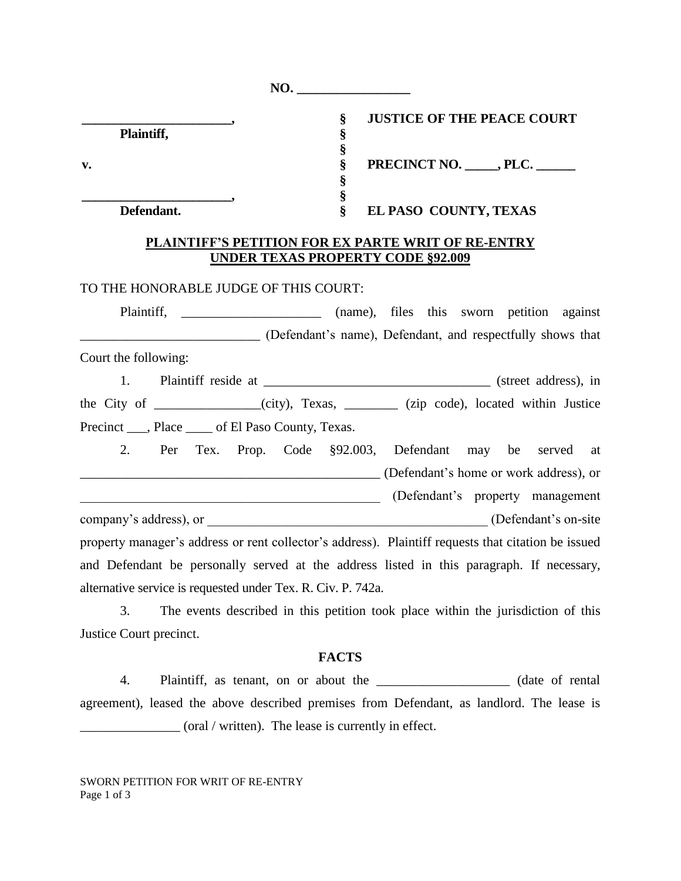**NO. _________________**

| | | |
|---|---|---|
| _______________________, | § | **JUSTICE OF THE PEACE COURT** |
| **Plaintiff,** | § | |
| | § | |
| **v.** | § | **PRECINCT NO. _____, PLC. ______** |
| | § | |
| _______________________, | § | |
| **Defendant.** | § | **EL PASO COUNTY, TEXAS** |

**PLAINTIFF'S PETITION FOR EX PARTE WRIT OF RE-ENTRY UNDER TEXAS PROPERTY CODE §92.009**

TO THE HONORABLE JUDGE OF THIS COURT:

Plaintiff, _____________________ (name), files this sworn petition against ___________________________ (Defendant's name), Defendant, and respectfully shows that Court the following:

1. Plaintiff reside at ___________________________________ (street address), in the City of ________________(city), Texas, ________ (zip code), located within Justice Precinct ___, Place ____ of El Paso County, Texas.

2. Per Tex. Prop. Code §92.003, Defendant may be served at ______________________________________________ (Defendant's home or work address), or ______________________________________________ (Defendant's property management company's address), or __________________________________________ (Defendant's on-site property manager's address or rent collector's address). Plaintiff requests that citation be issued and Defendant be personally served at the address listed in this paragraph. If necessary, alternative service is requested under Tex. R. Civ. P. 742a.

3. The events described in this petition took place within the jurisdiction of this Justice Court precinct.

**FACTS**

4. Plaintiff, as tenant, on or about the ____________________ (date of rental agreement), leased the above described premises from Defendant, as landlord. The lease is _______________ (oral / written). The lease is currently in effect.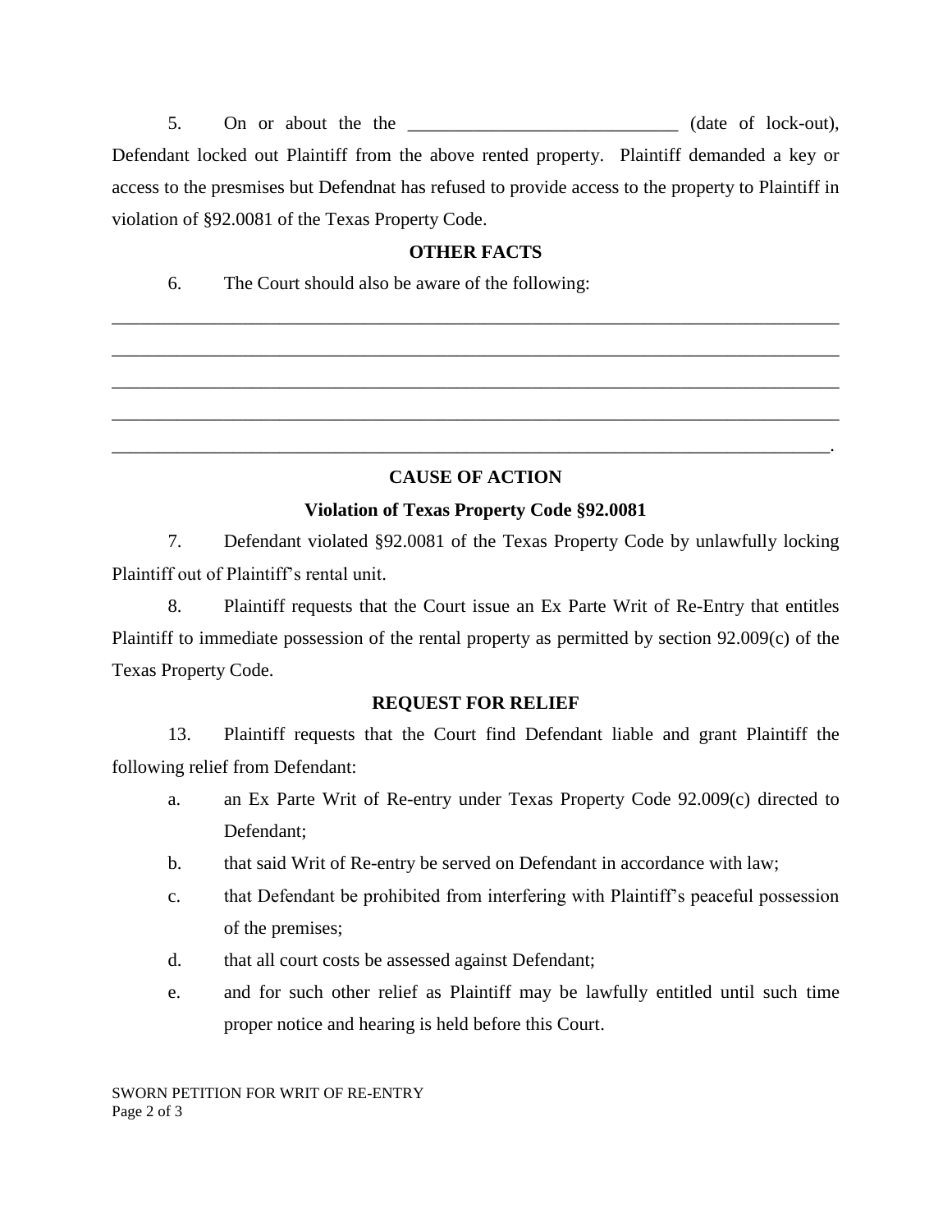5. On or about the the ____________________________ (date of lock-out), Defendant locked out Plaintiff from the above rented property. Plaintiff demanded a key or access to the presmises but Defendnat has refused to provide access to the property to Plaintiff in violation of §92.0081 of the Texas Property Code.

## OTHER FACTS

6. The Court should also be aware of the following:

______________________________________________________________________________

______________________________________________________________________________

______________________________________________________________________________

______________________________________________________________________________

_____________________________________________________________________________.

## CAUSE OF ACTION

### Violation of Texas Property Code §92.0081

7. Defendant violated §92.0081 of the Texas Property Code by unlawfully locking Plaintiff out of Plaintiff's rental unit.

8. Plaintiff requests that the Court issue an Ex Parte Writ of Re-Entry that entitles Plaintiff to immediate possession of the rental property as permitted by section 92.009(c) of the Texas Property Code.

## REQUEST FOR RELIEF

13. Plaintiff requests that the Court find Defendant liable and grant Plaintiff the following relief from Defendant:

a. an Ex Parte Writ of Re-entry under Texas Property Code 92.009(c) directed to Defendant;

b. that said Writ of Re-entry be served on Defendant in accordance with law;

c. that Defendant be prohibited from interfering with Plaintiff's peaceful possession of the premises;

d. that all court costs be assessed against Defendant;

e. and for such other relief as Plaintiff may be lawfully entitled until such time proper notice and hearing is held before this Court.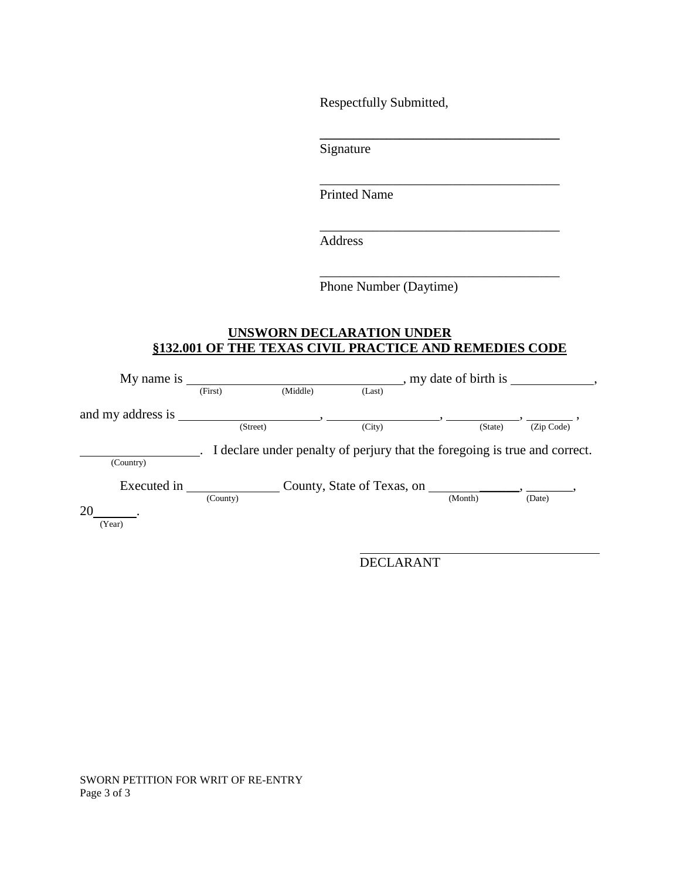Respectfully Submitted,

\_\_\_\_\_\_\_\_\_\_\_\_\_\_\_\_\_\_\_\_\_\_\_\_\_\_\_\_\_\_\_\_\_\_\_\_
Signature

\_\_\_\_\_\_\_\_\_\_\_\_\_\_\_\_\_\_\_\_\_\_\_\_\_\_\_\_\_\_\_\_\_\_\_\_
Printed Name

\_\_\_\_\_\_\_\_\_\_\_\_\_\_\_\_\_\_\_\_\_\_\_\_\_\_\_\_\_\_\_\_\_\_\_\_
Address

\_\_\_\_\_\_\_\_\_\_\_\_\_\_\_\_\_\_\_\_\_\_\_\_\_\_\_\_\_\_\_\_\_\_\_\_
Phone Number (Daytime)

**UNSWORN DECLARATION UNDER §132.001 OF THE TEXAS CIVIL PRACTICE AND REMEDIES CODE**

My name is \_\_\_\_\_\_\_\_\_\_\_\_\_\_\_\_\_\_\_\_\_\_\_\_\_\_\_\_\_\_\_\_\_\_\_\_ (First) (Middle) (Last), my date of birth is \_\_\_\_\_\_\_\_\_\_\_\_\_\_,

and my address is \_\_\_\_\_\_\_\_\_\_\_\_\_\_\_\_\_\_\_\_\_\_ (Street), \_\_\_\_\_\_\_\_\_\_\_\_\_\_\_\_\_\_\_\_ (City), \_\_\_\_\_\_\_\_\_\_\_\_ (State), \_\_\_\_\_\_\_\_ (Zip Code),

\_\_\_\_\_\_\_\_\_\_\_\_\_\_\_\_\_\_\_\_ (Country). I declare under penalty of perjury that the foregoing is true and correct.

Executed in \_\_\_\_\_\_\_\_\_\_\_\_\_\_\_\_ (County) County, State of Texas, on \_\_\_\_\_\_\_\_\_\_\_\_\_\_\_ (Month), \_\_\_\_\_\_\_\_ (Date),

20\_\_\_\_\_\_\_ (Year).

\_\_\_\_\_\_\_\_\_\_\_\_\_\_\_\_\_\_\_\_\_\_\_\_\_\_\_\_\_\_\_\_\_\_\_\_
DECLARANT